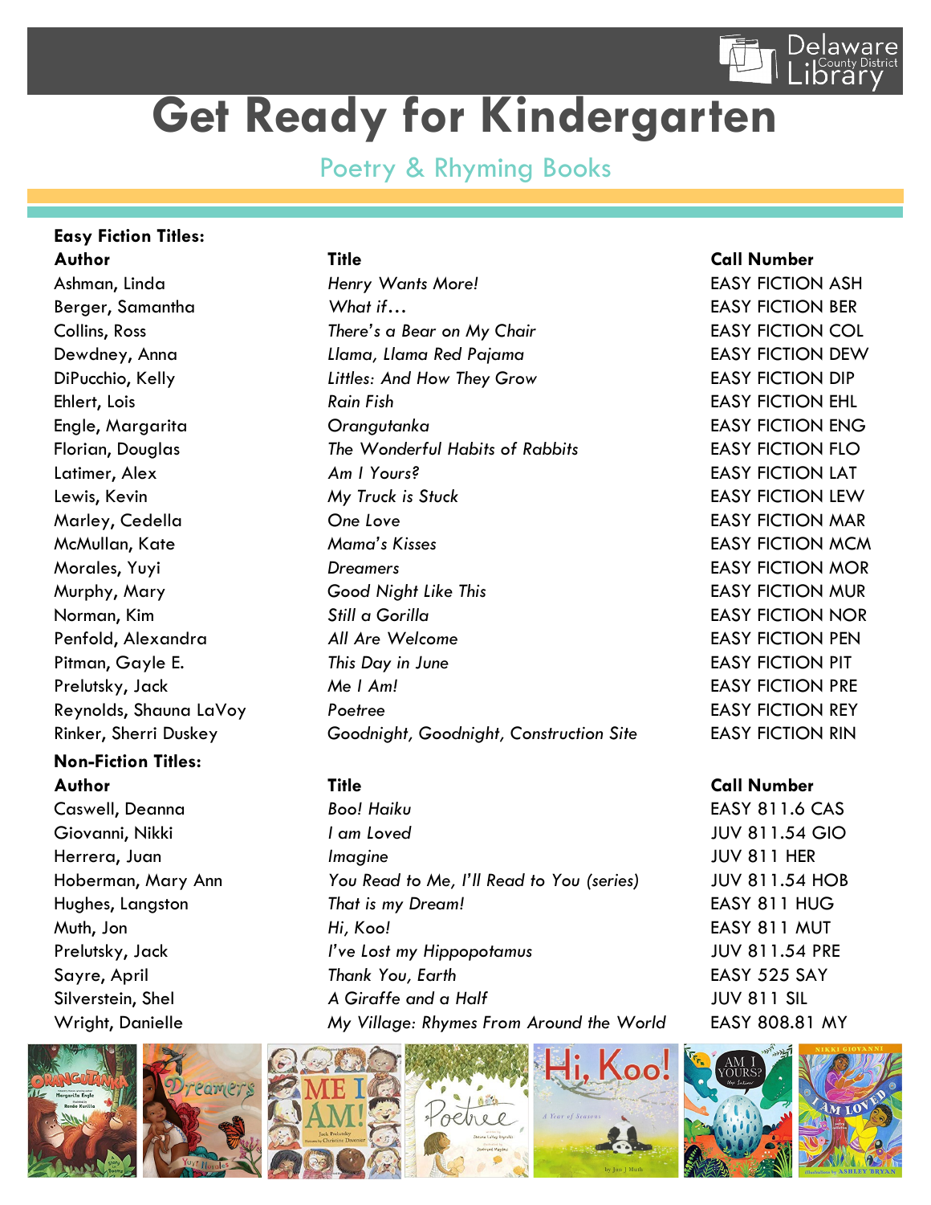# Get Ready for Kindergarten

## Poetry & Rhyming Books

**Easy Fiction Titles:**

| **Author** | **Title** | **Call Number** |
| --- | --- | --- |
| Ashman, Linda | *Henry Wants More!* | EASY FICTION ASH |
| Berger, Samantha | *What if…* | EASY FICTION BER |
| Collins, Ross | *There's a Bear on My Chair* | EASY FICTION COL |
| Dewdney, Anna | *Llama, Llama Red Pajama* | EASY FICTION DEW |
| DiPucchio, Kelly | *Littles: And How They Grow* | EASY FICTION DIP |
| Ehlert, Lois | *Rain Fish* | EASY FICTION EHL |
| Engle, Margarita | *Orangutanka* | EASY FICTION ENG |
| Florian, Douglas | *The Wonderful Habits of Rabbits* | EASY FICTION FLO |
| Latimer, Alex | *Am I Yours?* | EASY FICTION LAT |
| Lewis, Kevin | *My Truck is Stuck* | EASY FICTION LEW |
| Marley, Cedella | *One Love* | EASY FICTION MAR |
| McMullan, Kate | *Mama's Kisses* | EASY FICTION MCM |
| Morales, Yuyi | *Dreamers* | EASY FICTION MOR |
| Murphy, Mary | *Good Night Like This* | EASY FICTION MUR |
| Norman, Kim | *Still a Gorilla* | EASY FICTION NOR |
| Penfold, Alexandra | *All Are Welcome* | EASY FICTION PEN |
| Pitman, Gayle E. | *This Day in June* | EASY FICTION PIT |
| Prelutsky, Jack | *Me I Am!* | EASY FICTION PRE |
| Reynolds, Shauna LaVoy | *Poetree* | EASY FICTION REY |
| Rinker, Sherri Duskey | *Goodnight, Goodnight, Construction Site* | EASY FICTION RIN |

**Non-Fiction Titles:**

| **Author** | **Title** | **Call Number** |
| --- | --- | --- |
| Caswell, Deanna | *Boo! Haiku* | EASY 811.6 CAS |
| Giovanni, Nikki | *I am Loved* | JUV 811.54 GIO |
| Herrera, Juan | *Imagine* | JUV 811 HER |
| Hoberman, Mary Ann | *You Read to Me, I'll Read to You (series)* | JUV 811.54 HOB |
| Hughes, Langston | *That is my Dream!* | EASY 811 HUG |
| Muth, Jon | *Hi, Koo!* | EASY 811 MUT |
| Prelutsky, Jack | *I've Lost my Hippopotamus* | JUV 811.54 PRE |
| Sayre, April | *Thank You, Earth* | EASY 525 SAY |
| Silverstein, Shel | *A Giraffe and a Half* | JUV 811 SIL |
| Wright, Danielle | *My Village: Rhymes From Around the World* | EASY 808.81 MY |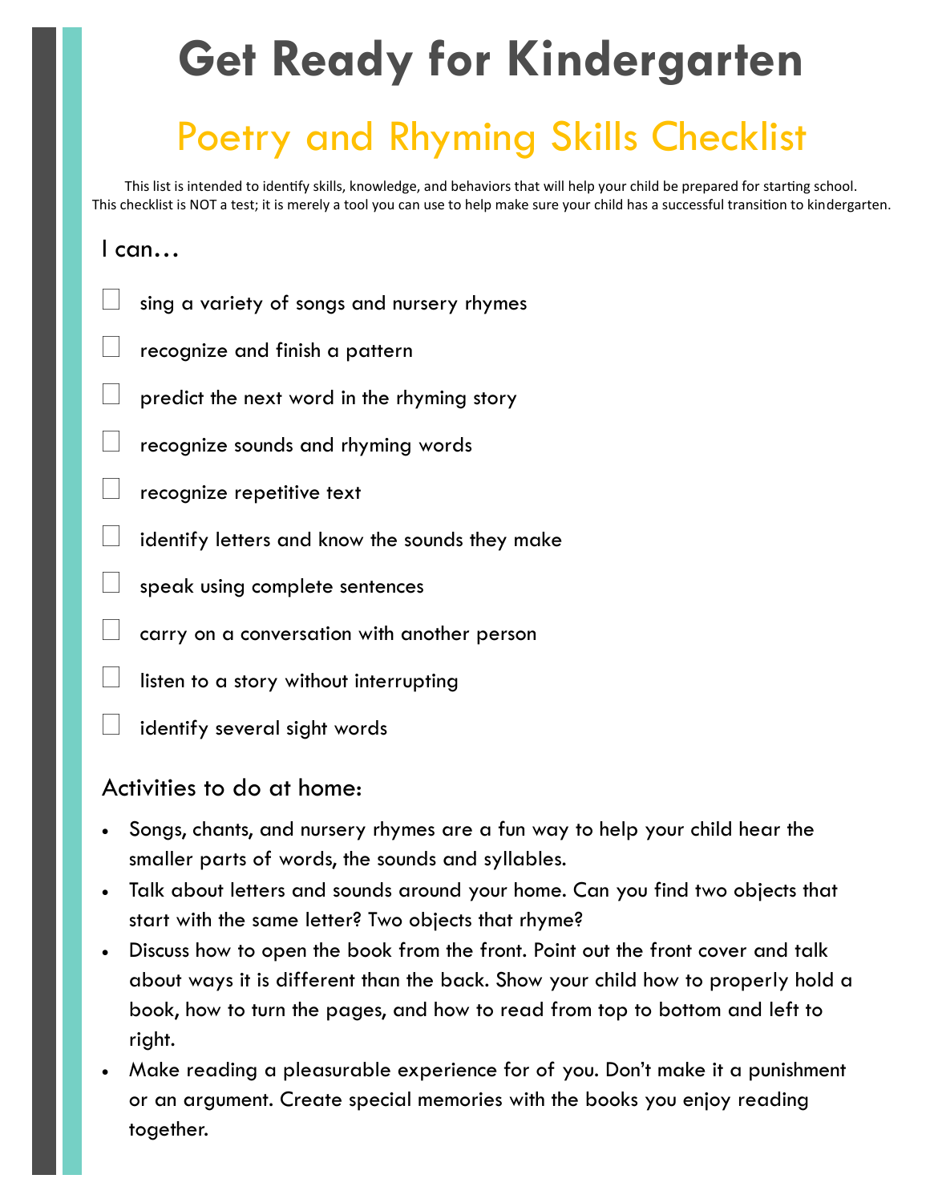# Get Ready for Kindergarten

## Poetry and Rhyming Skills Checklist

This list is intended to identify skills, knowledge, and behaviors that will help your child be prepared for starting school. This checklist is NOT a test; it is merely a tool you can use to help make sure your child has a successful transition to kindergarten.

I can…

- [ ] sing a variety of songs and nursery rhymes
- [ ] recognize and finish a pattern
- [ ] predict the next word in the rhyming story
- [ ] recognize sounds and rhyming words
- [ ] recognize repetitive text
- [ ] identify letters and know the sounds they make
- [ ] speak using complete sentences
- [ ] carry on a conversation with another person
- [ ] listen to a story without interrupting
- [ ] identify several sight words

### Activities to do at home:

- Songs, chants, and nursery rhymes are a fun way to help your child hear the smaller parts of words, the sounds and syllables.
- Talk about letters and sounds around your home. Can you find two objects that start with the same letter? Two objects that rhyme?
- Discuss how to open the book from the front. Point out the front cover and talk about ways it is different than the back. Show your child how to properly hold a book, how to turn the pages, and how to read from top to bottom and left to right.
- Make reading a pleasurable experience for of you. Don't make it a punishment or an argument. Create special memories with the books you enjoy reading together.